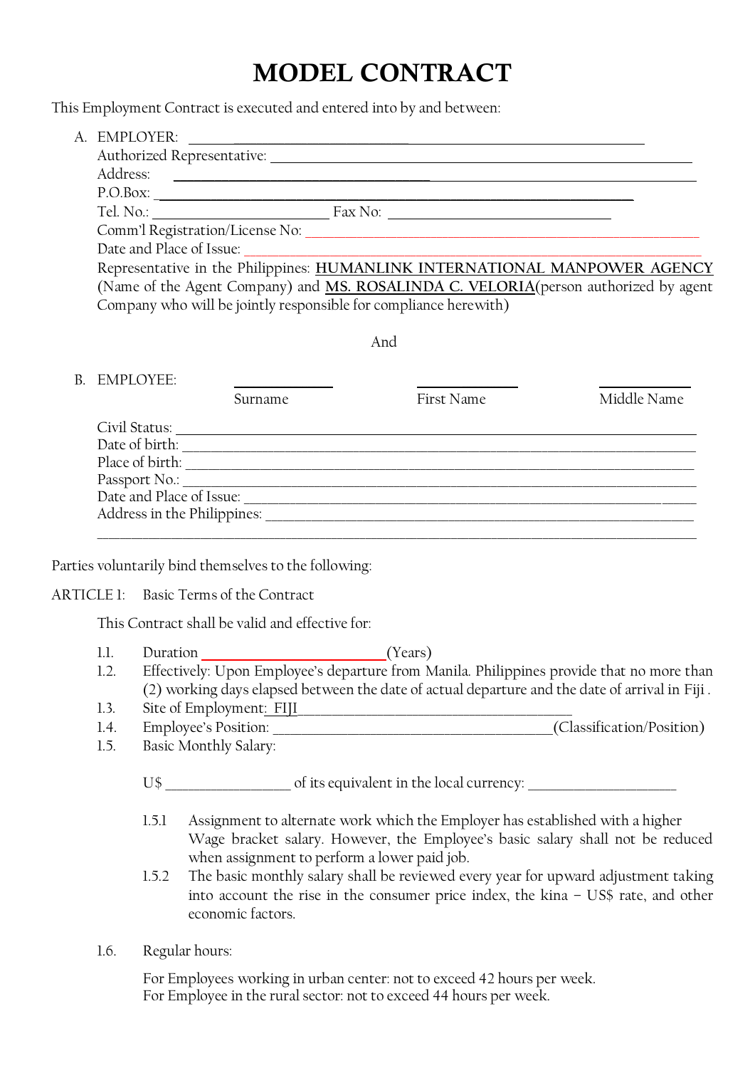# MODEL CONTRACT

This Employment Contract is executed and entered into by and between:

A. EMPLOYER: ____________________________________________

Authorized Representative: ____________________________________________

Address: ____________________________________________

P.O.Box: ____________________________________________

Tel. No.: ____________________ Fax No: ____________________

Comm'l Registration/License No: ____________________________________________

Date and Place of Issue: ____________________________________________

Representative in the Philippines: **HUMANLINK INTERNATIONAL MANPOWER AGENCY** (Name of the Agent Company) and **MS. ROSALINDA C. VELORIA**(person authorized by agent Company who will be jointly responsible for compliance herewith)

And

B. EMPLOYEE:

| ____________ | ____________ | ____________ |
|---|---|---|
| Surname | First Name | Middle Name |

Civil Status: ____________________________________________

Date of birth: ____________________________________________

Place of birth: ____________________________________________

Passport No.: ____________________________________________

Date and Place of Issue: ____________________________________________

Address in the Philippines: ____________________________________________

____________________________________________

Parties voluntarily bind themselves to the following:

ARTICLE 1: Basic Terms of the Contract

This Contract shall be valid and effective for:

1.1. Duration ____________________(Years)

1.2. Effectively: Upon Employee's departure from Manila. Philippines provide that no more than (2) working days elapsed between the date of actual departure and the date of arrival in Fiji .

1.3. Site of Employment: FIJI____________________

1.4. Employee's Position: ____________________(Classification/Position)

1.5. Basic Monthly Salary:

U$ ______________ of its equivalent in the local currency: ______________

1.5.1 Assignment to alternate work which the Employer has established with a higher Wage bracket salary. However, the Employee's basic salary shall not be reduced when assignment to perform a lower paid job.

1.5.2 The basic monthly salary shall be reviewed every year for upward adjustment taking into account the rise in the consumer price index, the kina – US$ rate, and other economic factors.

1.6. Regular hours:

For Employees working in urban center: not to exceed 42 hours per week.
For Employee in the rural sector: not to exceed 44 hours per week.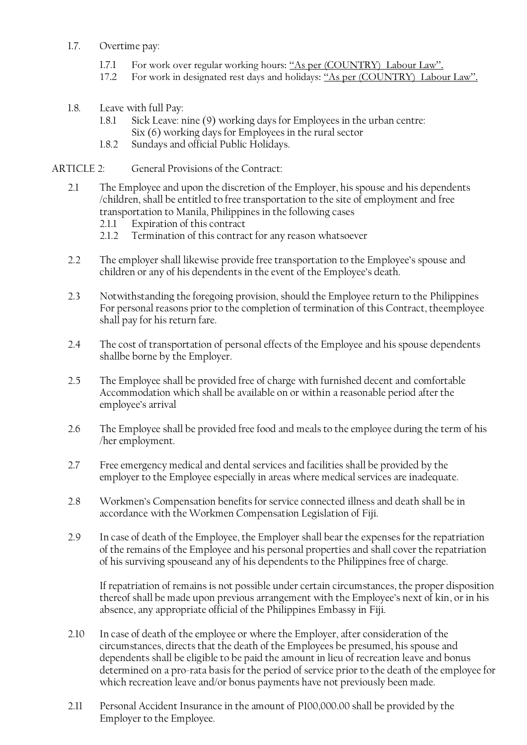1.7. Overtime pay:

- 1.7.1 For work over regular working hours: <u>"As per (COUNTRY) Labour Law".</u>
- 17.2 For work in designated rest days and holidays: <u>"As per (COUNTRY) Labour Law".</u>

1.8. Leave with full Pay:

- 1.8.1 Sick Leave: nine (9) working days for Employees in the urban centre: Six (6) working days for Employees in the rural sector
- 1.8.2 Sundays and official Public Holidays.

ARTICLE 2: General Provisions of the Contract:

2.1 The Employee and upon the discretion of the Employer, his spouse and his dependents /children, shall be entitled to free transportation to the site of employment and free transportation to Manila, Philippines in the following cases

- 2.1.1 Expiration of this contract
- 2.1.2 Termination of this contract for any reason whatsoever

2.2 The employer shall likewise provide free transportation to the Employee's spouse and children or any of his dependents in the event of the Employee's death.

2.3 Notwithstanding the foregoing provision, should the Employee return to the Philippines For personal reasons prior to the completion of termination of this Contract, theemployee shall pay for his return fare.

2.4 The cost of transportation of personal effects of the Employee and his spouse dependents shallbe borne by the Employer.

2.5 The Employee shall be provided free of charge with furnished decent and comfortable Accommodation which shall be available on or within a reasonable period after the employee's arrival

2.6 The Employee shall be provided free food and meals to the employee during the term of his /her employment.

2.7 Free emergency medical and dental services and facilities shall be provided by the employer to the Employee especially in areas where medical services are inadequate.

2.8 Workmen's Compensation benefits for service connected illness and death shall be in accordance with the Workmen Compensation Legislation of Fiji.

2.9 In case of death of the Employee, the Employer shall bear the expenses for the repatriation of the remains of the Employee and his personal properties and shall cover the repatriation of his surviving spouseand any of his dependents to the Philippines free of charge.

If repatriation of remains is not possible under certain circumstances, the proper disposition thereof shall be made upon previous arrangement with the Employee's next of kin, or in his absence, any appropriate official of the Philippines Embassy in Fiji.

2.10 In case of death of the employee or where the Employer, after consideration of the circumstances, directs that the death of the Employees be presumed, his spouse and dependents shall be eligible to be paid the amount in lieu of recreation leave and bonus determined on a pro-rata basis for the period of service prior to the death of the employee for which recreation leave and/or bonus payments have not previously been made.

2.11 Personal Accident Insurance in the amount of P100,000.00 shall be provided by the Employer to the Employee.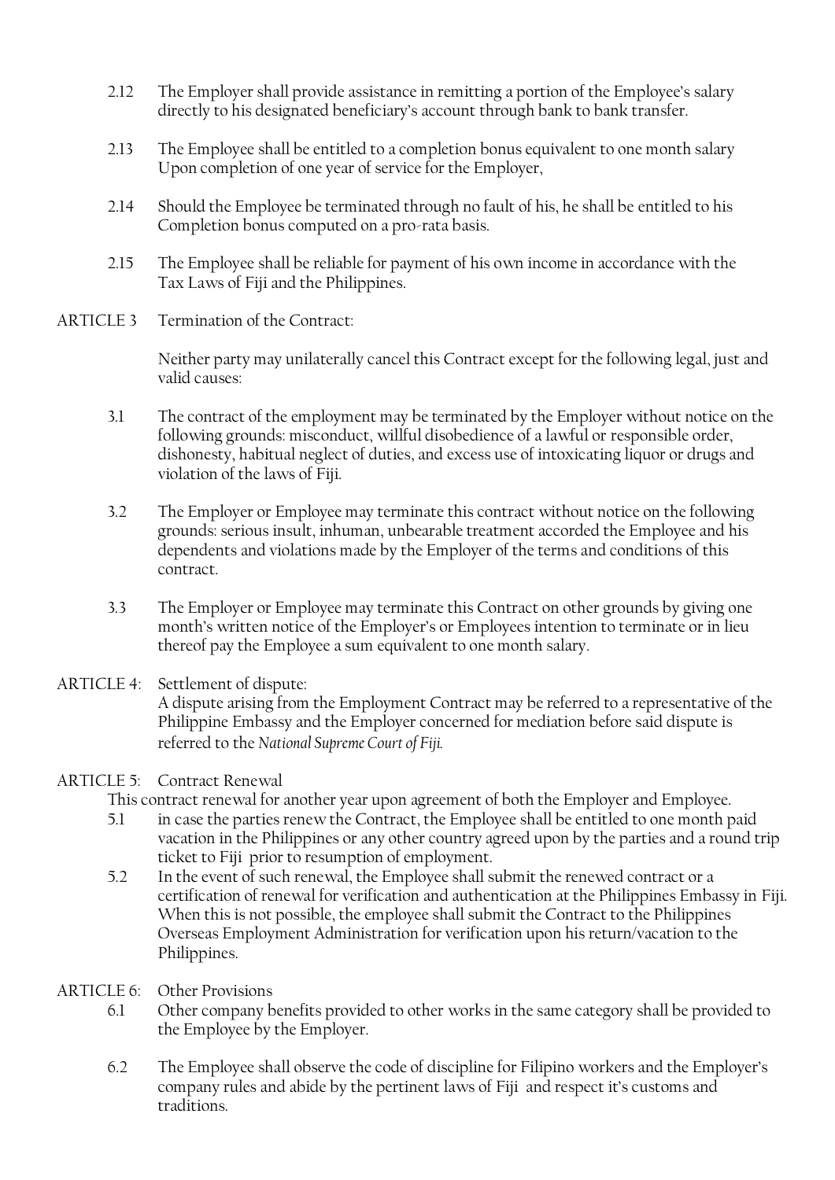2.12 The Employer shall provide assistance in remitting a portion of the Employee's salary directly to his designated beneficiary's account through bank to bank transfer.

2.13 The Employee shall be entitled to a completion bonus equivalent to one month salary Upon completion of one year of service for the Employer,

2.14 Should the Employee be terminated through no fault of his, he shall be entitled to his Completion bonus computed on a pro-rata basis.

2.15 The Employee shall be reliable for payment of his own income in accordance with the Tax Laws of Fiji and the Philippines.

ARTICLE 3 Termination of the Contract:

Neither party may unilaterally cancel this Contract except for the following legal, just and valid causes:

3.1 The contract of the employment may be terminated by the Employer without notice on the following grounds: misconduct, willful disobedience of a lawful or responsible order, dishonesty, habitual neglect of duties, and excess use of intoxicating liquor or drugs and violation of the laws of Fiji.

3.2 The Employer or Employee may terminate this contract without notice on the following grounds: serious insult, inhuman, unbearable treatment accorded the Employee and his dependents and violations made by the Employer of the terms and conditions of this contract.

3.3 The Employer or Employee may terminate this Contract on other grounds by giving one month's written notice of the Employer's or Employees intention to terminate or in lieu thereof pay the Employee a sum equivalent to one month salary.

ARTICLE 4: Settlement of dispute:
A dispute arising from the Employment Contract may be referred to a representative of the Philippine Embassy and the Employer concerned for mediation before said dispute is referred to the *National Supreme Court of Fiji.*

ARTICLE 5: Contract Renewal
This contract renewal for another year upon agreement of both the Employer and Employee.

5.1 in case the parties renew the Contract, the Employee shall be entitled to one month paid vacation in the Philippines or any other country agreed upon by the parties and a round trip ticket to Fiji prior to resumption of employment.

5.2 In the event of such renewal, the Employee shall submit the renewed contract or a certification of renewal for verification and authentication at the Philippines Embassy in Fiji. When this is not possible, the employee shall submit the Contract to the Philippines Overseas Employment Administration for verification upon his return/vacation to the Philippines.

ARTICLE 6: Other Provisions

6.1 Other company benefits provided to other works in the same category shall be provided to the Employee by the Employer.

6.2 The Employee shall observe the code of discipline for Filipino workers and the Employer's company rules and abide by the pertinent laws of Fiji and respect it's customs and traditions.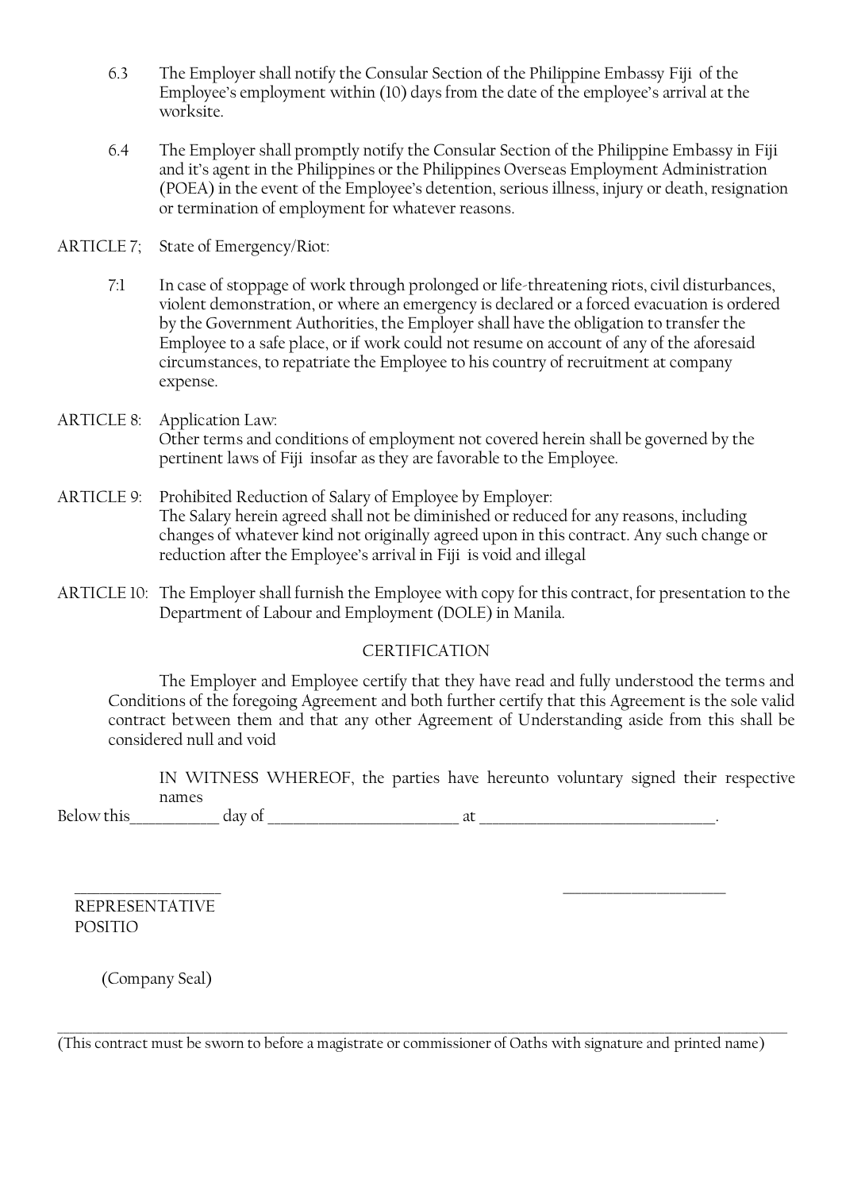6.3 The Employer shall notify the Consular Section of the Philippine Embassy Fiji of the Employee's employment within (10) days from the date of the employee's arrival at the worksite.

6.4 The Employer shall promptly notify the Consular Section of the Philippine Embassy in Fiji and it's agent in the Philippines or the Philippines Overseas Employment Administration (POEA) in the event of the Employee's detention, serious illness, injury or death, resignation or termination of employment for whatever reasons.

ARTICLE 7; State of Emergency/Riot:

7:1 In case of stoppage of work through prolonged or life-threatening riots, civil disturbances, violent demonstration, or where an emergency is declared or a forced evacuation is ordered by the Government Authorities, the Employer shall have the obligation to transfer the Employee to a safe place, or if work could not resume on account of any of the aforesaid circumstances, to repatriate the Employee to his country of recruitment at company expense.

ARTICLE 8: Application Law:
Other terms and conditions of employment not covered herein shall be governed by the pertinent laws of Fiji insofar as they are favorable to the Employee.

ARTICLE 9: Prohibited Reduction of Salary of Employee by Employer:
The Salary herein agreed shall not be diminished or reduced for any reasons, including changes of whatever kind not originally agreed upon in this contract. Any such change or reduction after the Employee's arrival in Fiji is void and illegal

ARTICLE 10: The Employer shall furnish the Employee with copy for this contract, for presentation to the Department of Labour and Employment (DOLE) in Manila.

CERTIFICATION

The Employer and Employee certify that they have read and fully understood the terms and Conditions of the foregoing Agreement and both further certify that this Agreement is the sole valid contract between them and that any other Agreement of Understanding aside from this shall be considered null and void

IN WITNESS WHEREOF, the parties have hereunto voluntary signed their respective names
Below this___________ day of ________________________ at ______________________________.

___________________ _____________________
REPRESENTATIVE
POSITIO

(Company Seal)

(This contract must be sworn to before a magistrate or commissioner of Oaths with signature and printed name)